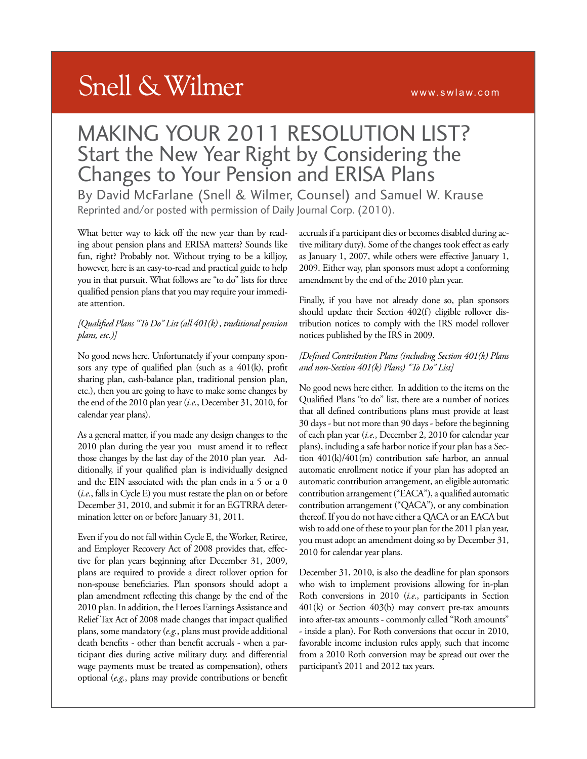Snell & Wilmer

www.swlaw.com

# MAKING YOUR 2011 RESOLUTION LIST?

## Start the New Year Right by Considering the Changes to Your Pension and ERISA Plans

By David McFarlane (Snell & Wilmer, Counsel) and Samuel W. Krause

Reprinted and/or posted with permission of Daily Journal Corp. (2010).

What better way to kick off the new year than by reading about pension plans and ERISA matters? Sounds like fun, right? Probably not. Without trying to be a killjoy, however, here is an easy-to-read and practical guide to help you in that pursuit. What follows are "to do" lists for three qualified pension plans that you may require your immediate attention.

*[Qualified Plans "To Do" List (all 401(k) , traditional pension plans, etc.)]*

No good news here. Unfortunately if your company sponsors any type of qualified plan (such as a 401(k), profit sharing plan, cash-balance plan, traditional pension plan, etc.), then you are going to have to make some changes by the end of the 2010 plan year (*i.e.*, December 31, 2010, for calendar year plans).

As a general matter, if you made any design changes to the 2010 plan during the year you must amend it to reflect those changes by the last day of the 2010 plan year. Additionally, if your qualified plan is individually designed and the EIN associated with the plan ends in a 5 or a 0 (*i.e.*, falls in Cycle E) you must restate the plan on or before December 31, 2010, and submit it for an EGTRRA determination letter on or before January 31, 2011.

Even if you do not fall within Cycle E, the Worker, Retiree, and Employer Recovery Act of 2008 provides that, effective for plan years beginning after December 31, 2009, plans are required to provide a direct rollover option for non-spouse beneficiaries. Plan sponsors should adopt a plan amendment reflecting this change by the end of the 2010 plan. In addition, the Heroes Earnings Assistance and Relief Tax Act of 2008 made changes that impact qualified plans, some mandatory (*e.g.*, plans must provide additional death benefits - other than benefit accruals - when a participant dies during active military duty, and differential wage payments must be treated as compensation), others optional (*e.g.*, plans may provide contributions or benefit accruals if a participant dies or becomes disabled during active military duty). Some of the changes took effect as early as January 1, 2007, while others were effective January 1, 2009. Either way, plan sponsors must adopt a conforming amendment by the end of the 2010 plan year.

Finally, if you have not already done so, plan sponsors should update their Section 402(f) eligible rollover distribution notices to comply with the IRS model rollover notices published by the IRS in 2009.

*[Defined Contribution Plans (including Section 401(k) Plans and non-Section 401(k) Plans) "To Do" List]*

No good news here either. In addition to the items on the Qualified Plans "to do" list, there are a number of notices that all defined contributions plans must provide at least 30 days - but not more than 90 days - before the beginning of each plan year (*i.e.*, December 2, 2010 for calendar year plans), including a safe harbor notice if your plan has a Section 401(k)/401(m) contribution safe harbor, an annual automatic enrollment notice if your plan has adopted an automatic contribution arrangement, an eligible automatic contribution arrangement ("EACA"), a qualified automatic contribution arrangement ("QACA"), or any combination thereof. If you do not have either a QACA or an EACA but wish to add one of these to your plan for the 2011 plan year, you must adopt an amendment doing so by December 31, 2010 for calendar year plans.

December 31, 2010, is also the deadline for plan sponsors who wish to implement provisions allowing for in-plan Roth conversions in 2010 (*i.e.*, participants in Section 401(k) or Section 403(b) may convert pre-tax amounts into after-tax amounts - commonly called "Roth amounts" - inside a plan). For Roth conversions that occur in 2010, favorable income inclusion rules apply, such that income from a 2010 Roth conversion may be spread out over the participant's 2011 and 2012 tax years.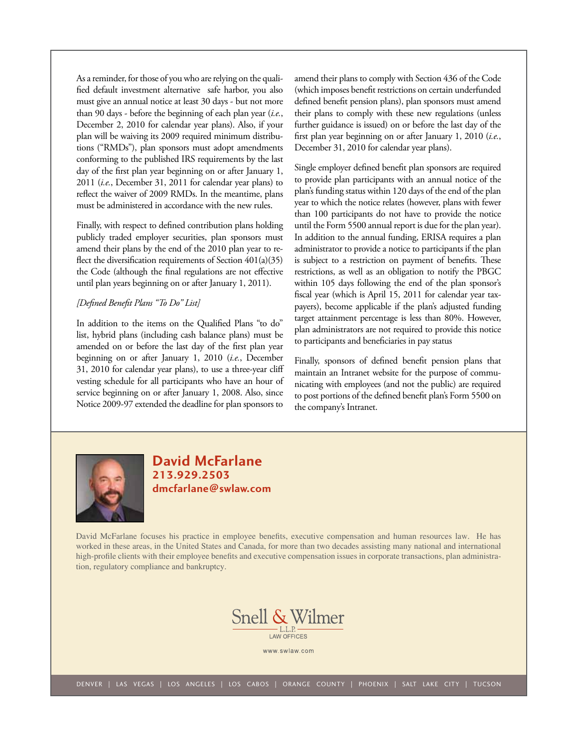As a reminder, for those of you who are relying on the qualified default investment alternative safe harbor, you also must give an annual notice at least 30 days - but not more than 90 days - before the beginning of each plan year (*i.e.*, December 2, 2010 for calendar year plans). Also, if your plan will be waiving its 2009 required minimum distributions ("RMDs"), plan sponsors must adopt amendments conforming to the published IRS requirements by the last day of the first plan year beginning on or after January 1, 2011 (*i.e.*, December 31, 2011 for calendar year plans) to reflect the waiver of 2009 RMDs. In the meantime, plans must be administered in accordance with the new rules.

Finally, with respect to defined contribution plans holding publicly traded employer securities, plan sponsors must amend their plans by the end of the 2010 plan year to reflect the diversification requirements of Section 401(a)(35) the Code (although the final regulations are not effective until plan years beginning on or after January 1, 2011).

*[Defined Benefit Plans "To Do" List]*

In addition to the items on the Qualified Plans "to do" list, hybrid plans (including cash balance plans) must be amended on or before the last day of the first plan year beginning on or after January 1, 2010 (*i.e.*, December 31, 2010 for calendar year plans), to use a three-year cliff vesting schedule for all participants who have an hour of service beginning on or after January 1, 2008. Also, since Notice 2009-97 extended the deadline for plan sponsors to amend their plans to comply with Section 436 of the Code (which imposes benefit restrictions on certain underfunded defined benefit pension plans), plan sponsors must amend their plans to comply with these new regulations (unless further guidance is issued) on or before the last day of the first plan year beginning on or after January 1, 2010 (*i.e.*, December 31, 2010 for calendar year plans).

Single employer defined benefit plan sponsors are required to provide plan participants with an annual notice of the plan's funding status within 120 days of the end of the plan year to which the notice relates (however, plans with fewer than 100 participants do not have to provide the notice until the Form 5500 annual report is due for the plan year). In addition to the annual funding, ERISA requires a plan administrator to provide a notice to participants if the plan is subject to a restriction on payment of benefits. These restrictions, as well as an obligation to notify the PBGC within 105 days following the end of the plan sponsor's fiscal year (which is April 15, 2011 for calendar year taxpayers), become applicable if the plan's adjusted funding target attainment percentage is less than 80%. However, plan administrators are not required to provide this notice to participants and beneficiaries in pay status

Finally, sponsors of defined benefit pension plans that maintain an Intranet website for the purpose of communicating with employees (and not the public) are required to post portions of the defined benefit plan's Form 5500 on the company's Intranet.

**David McFarlane**
**213.929.2503**
**dmcfarlane@swlaw.com**

David McFarlane focuses his practice in employee benefits, executive compensation and human resources law. He has worked in these areas, in the United States and Canada, for more than two decades assisting many national and international high-profile clients with their employee benefits and executive compensation issues in corporate transactions, plan administration, regulatory compliance and bankruptcy.

Snell & Wilmer
L.L.P.
LAW OFFICES

www.swlaw.com

DENVER | LAS VEGAS | LOS ANGELES | LOS CABOS | ORANGE COUNTY | PHOENIX | SALT LAKE CITY | TUCSON